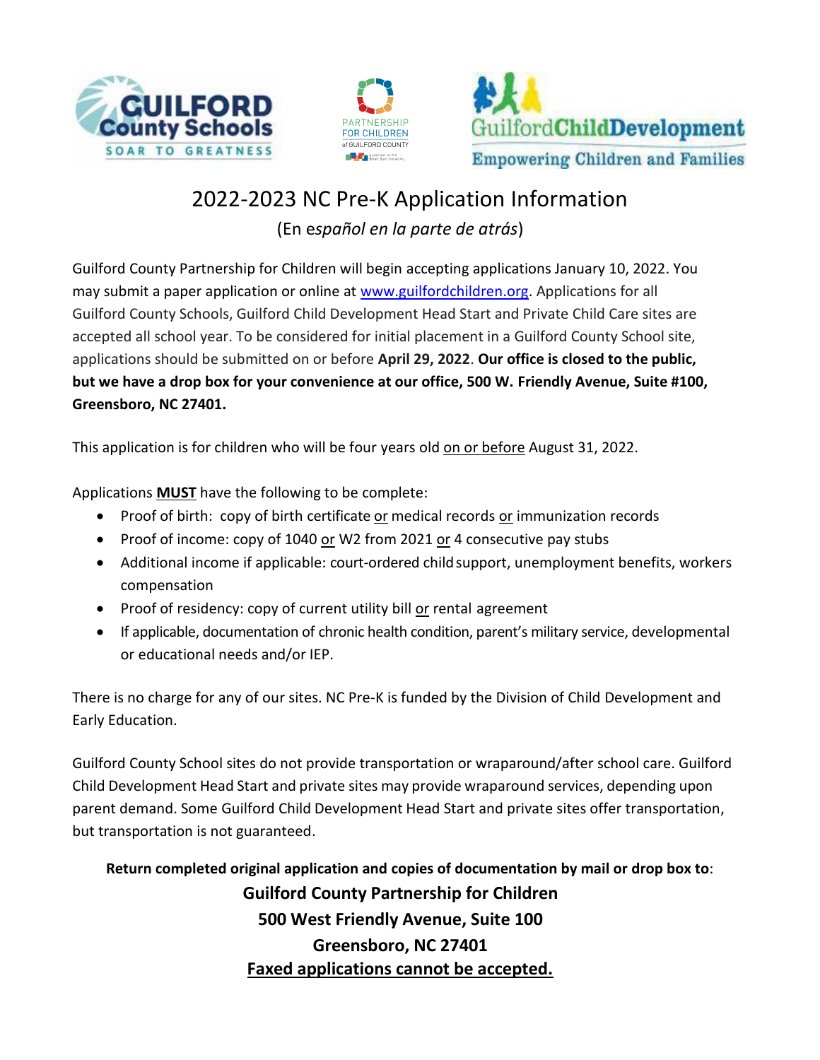# 2022-2023 NC Pre-K Application Information

(En e*spañol en la parte de atrás*)

Guilford County Partnership for Children will begin accepting applications January 10, 2022. You may submit a paper application or online at www.guilfordchildren.org. Applications for all Guilford County Schools, Guilford Child Development Head Start and Private Child Care sites are accepted all school year. To be considered for initial placement in a Guilford County School site, applications should be submitted on or before **April 29, 2022**. **Our office is closed to the public, but we have a drop box for your convenience at our office, 500 W. Friendly Avenue, Suite #100, Greensboro, NC 27401.**

This application is for children who will be four years old on or before August 31, 2022.

Applications **MUST** have the following to be complete:

- Proof of birth: copy of birth certificate or medical records or immunization records
- Proof of income: copy of 1040 or W2 from 2021 or 4 consecutive pay stubs
- Additional income if applicable: court-ordered child support, unemployment benefits, workers compensation
- Proof of residency: copy of current utility bill or rental agreement
- If applicable, documentation of chronic health condition, parent's military service, developmental or educational needs and/or IEP.

There is no charge for any of our sites. NC Pre-K is funded by the Division of Child Development and Early Education.

Guilford County School sites do not provide transportation or wraparound/after school care. Guilford Child Development Head Start and private sites may provide wraparound services, depending upon parent demand. Some Guilford Child Development Head Start and private sites offer transportation, but transportation is not guaranteed.

**Return completed original application and copies of documentation by mail or drop box to**:

**Guilford County Partnership for Children**
**500 West Friendly Avenue, Suite 100**
**Greensboro, NC 27401**
**Faxed applications cannot be accepted.**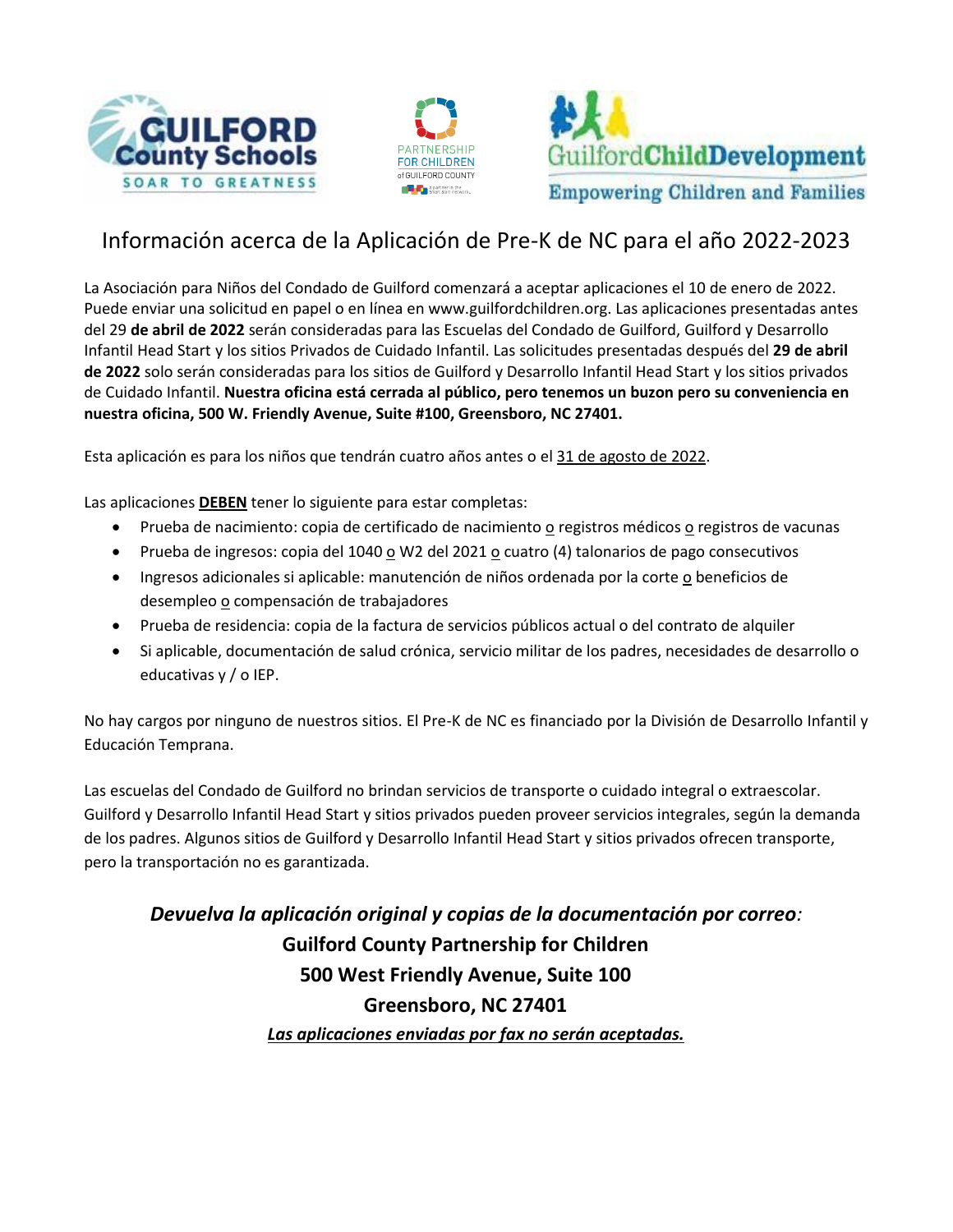# Información acerca de la Aplicación de Pre-K de NC para el año 2022-2023

La Asociación para Niños del Condado de Guilford comenzará a aceptar aplicaciones el 10 de enero de 2022. Puede enviar una solicitud en papel o en línea en www.guilfordchildren.org. Las aplicaciones presentadas antes del 29 **de abril de 2022** serán consideradas para las Escuelas del Condado de Guilford, Guilford y Desarrollo Infantil Head Start y los sitios Privados de Cuidado Infantil. Las solicitudes presentadas después del **29 de abril de 2022** solo serán consideradas para los sitios de Guilford y Desarrollo Infantil Head Start y los sitios privados de Cuidado Infantil. **Nuestra oficina está cerrada al público, pero tenemos un buzon pero su conveniencia en nuestra oficina, 500 W. Friendly Avenue, Suite #100, Greensboro, NC 27401.**

Esta aplicación es para los niños que tendrán cuatro años antes o el 31 de agosto de 2022.

Las aplicaciones **DEBEN** tener lo siguiente para estar completas:

- Prueba de nacimiento: copia de certificado de nacimiento o registros médicos o registros de vacunas
- Prueba de ingresos: copia del 1040 o W2 del 2021 o cuatro (4) talonarios de pago consecutivos
- Ingresos adicionales si aplicable: manutención de niños ordenada por la corte o beneficios de desempleo o compensación de trabajadores
- Prueba de residencia: copia de la factura de servicios públicos actual o del contrato de alquiler
- Si aplicable, documentación de salud crónica, servicio militar de los padres, necesidades de desarrollo o educativas y / o IEP.

No hay cargos por ninguno de nuestros sitios. El Pre-K de NC es financiado por la División de Desarrollo Infantil y Educación Temprana.

Las escuelas del Condado de Guilford no brindan servicios de transporte o cuidado integral o extraescolar. Guilford y Desarrollo Infantil Head Start y sitios privados pueden proveer servicios integrales, según la demanda de los padres. Algunos sitios de Guilford y Desarrollo Infantil Head Start y sitios privados ofrecen transporte, pero la transportación no es garantizada.

***Devuelva la aplicación original y copias de la documentación por correo:***

**Guilford County Partnership for Children**
**500 West Friendly Avenue, Suite 100**
**Greensboro, NC 27401**

***Las aplicaciones enviadas por fax no serán aceptadas.***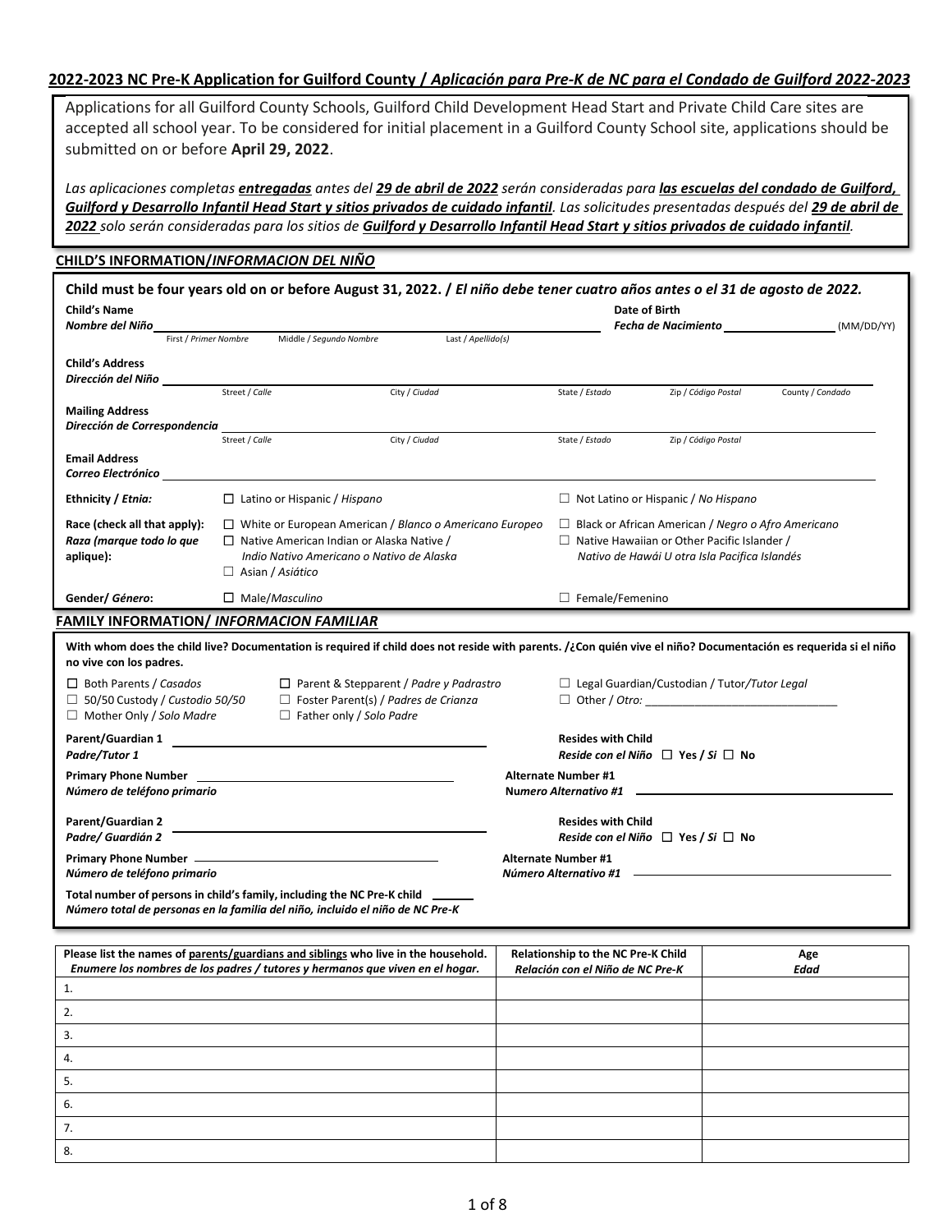## 2022-2023 NC Pre-K Application for Guilford County / *Aplicación para Pre-K de NC para el Condado de Guilford 2022-2023*

Applications for all Guilford County Schools, Guilford Child Development Head Start and Private Child Care sites are accepted all school year. To be considered for initial placement in a Guilford County School site, applications should be submitted on or before **April 29, 2022**.

*Las aplicaciones completas **entregadas** antes del **29 de abril de 2022** serán consideradas para **las escuelas del condado de Guilford, Guilford y Desarrollo Infantil Head Start y sitios privados de cuidado infantil**. Las solicitudes presentadas después del **29 de abril de 2022** solo serán consideradas para los sitios de **Guilford y Desarrollo Infantil Head Start y sitios privados de cuidado infantil**.*

### CHILD'S INFORMATION/*INFORMACION DEL NIÑO*

**Child must be four years old on or before August 31, 2022. / *El niño debe tener cuatro años antes o el 31 de agosto de 2022.***

**Child's Name**
***Nombre del Niño*** ______________________________
First / *Primer Nombre* Middle / *Segundo Nombre* Last / *Apellido(s)*

**Date of Birth**
***Fecha de Nacimiento*** ____________ (MM/DD/YY)

**Child's Address**
***Dirección del Niño*** ______________________________
Street / *Calle* City / *Ciudad* State / *Estado* Zip / *Código Postal* County / *Condado*

**Mailing Address**
***Dirección de Correspondencia*** ______________________________
Street / *Calle* City / *Ciudad* State / *Estado* Zip / *Código Postal*

**Email Address**
***Correo Electrónico*** ______________________________

**Ethnicity / *Etnia:***
☐ Latino or Hispanic / *Hispano*
☐ Not Latino or Hispanic / *No Hispano*

**Race (check all that apply): *Raza (marque todo lo que aplique):***
☐ White or European American / *Blanco o Americano Europeo*
☐ Black or African American / *Negro o Afro Americano*
☐ Native American Indian or Alaska Native / *Indio Nativo Americano o Nativo de Alaska*
☐ Native Hawaiian or Other Pacific Islander / *Nativo de Hawái U otra Isla Pacifica Islandés*
☐ Asian / *Asiático*

**Gender/ *Género*:**
☐ Male/*Masculino*
☐ Female/Femenino

### FAMILY INFORMATION/ *INFORMACION FAMILIAR*

**With whom does the child live? Documentation is required if child does not reside with parents. /¿Con quién vive el niño? Documentación es requerida si el niño no vive con los padres.**

☐ Both Parents / *Casados*
☐ 50/50 Custody / *Custodio 50/50*
☐ Mother Only / *Solo Madre*
☐ Parent & Stepparent / *Padre y Padrastro*
☐ Foster Parent(s) / *Padres de Crianza*
☐ Father only / *Solo Padre*
☐ Legal Guardian/Custodian / Tutor/*Tutor Legal*
☐ Other / *Otro:* ______________________________

**Parent/Guardian 1**
***Padre/Tutor 1*** ______________________________

**Resides with Child**
***Reside con el Niño*** ☐ **Yes / *Si*** ☐ **No**

**Primary Phone Number**
***Número de teléfono primario*** ______________________________

**Alternate Number #1**
***Numero Alternativo #1*** ______________________________

**Parent/Guardian 2**
***Padre/ Guardián 2*** ______________________________

**Resides with Child**
***Reside con el Niño*** ☐ **Yes / *Si*** ☐ **No**

**Primary Phone Number**
***Número de teléfono primario*** ______________________________

**Alternate Number #1**
***Número Alternativo #1*** ______________________________

**Total number of persons in child's family, including the NC Pre-K child** ______
***Número total de personas en la familia del niño, incluido el niño de NC Pre-K***

| **Please list the names of parents/guardians and siblings who live in the household.** ***Enumere los nombres de los padres / tutores y hermanos que viven en el hogar.*** | **Relationship to the NC Pre-K Child** ***Relación con el Niño de NC Pre-K*** | **Age** ***Edad*** |
|---|---|---|
| 1. | | |
| 2. | | |
| 3. | | |
| 4. | | |
| 5. | | |
| 6. | | |
| 7. | | |
| 8. | | |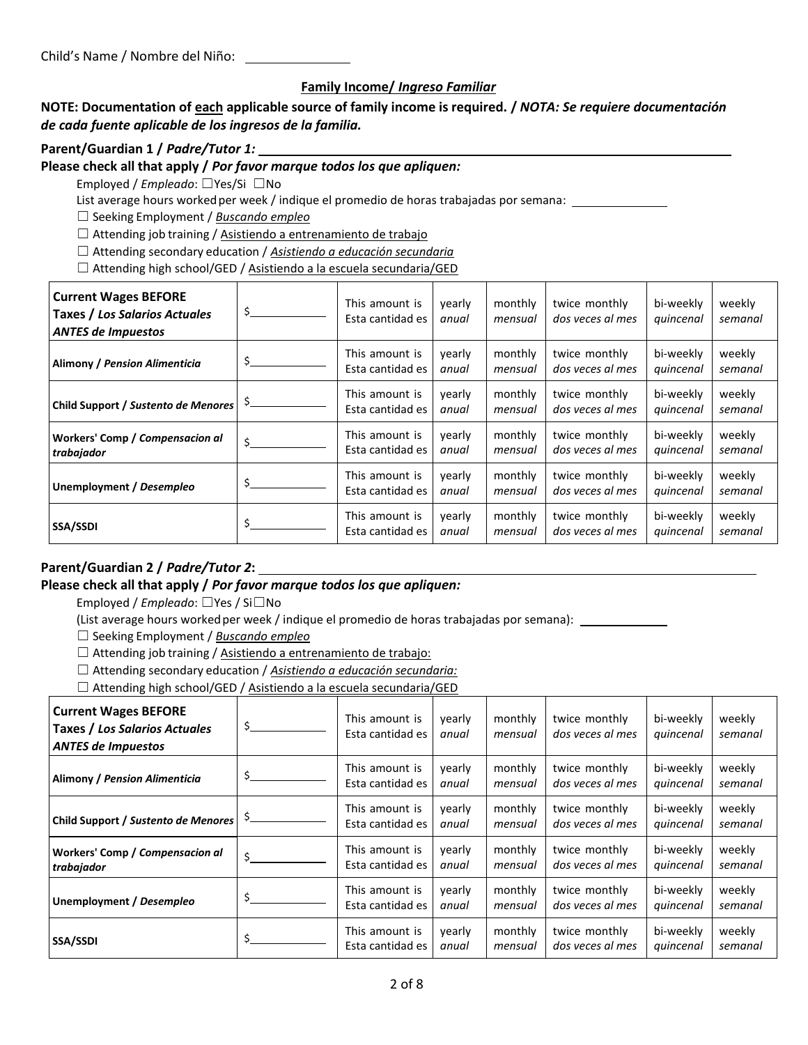Child's Name / Nombre del Niño: ______________

## Family Income/ *Ingreso Familiar*

**NOTE: Documentation of each applicable source of family income is required. /** ***NOTA: Se requiere documentación de cada fuente aplicable de los ingresos de la familia.***

**Parent/Guardian 1 /** ***Padre/Tutor 1:*** ______________________________

**Please check all that apply /** ***Por favor marque todos los que apliquen:***

Employed / *Empleado*: ☐Yes/Si ☐No

List average hours worked per week / indique el promedio de horas trabajadas por semana: ______________

☐ Seeking Employment / *Buscando empleo*

☐ Attending job training / Asistiendo a entrenamiento de trabajo

☐ Attending secondary education / *Asistiendo a educación secundaria*

☐ Attending high school/GED / Asistiendo a la escuela secundaria/GED

| | | | | | | | |
|---|---|---|---|---|---|---|---|
| **Current Wages BEFORE Taxes /** ***Los Salarios Actuales ANTES de Impuestos*** | $___________ | This amount is Esta cantidad es | yearly *anual* | monthly *mensual* | twice monthly *dos veces al mes* | bi-weekly *quincenal* | weekly *semanal* |
| **Alimony /** ***Pension Alimenticia*** | $___________ | This amount is Esta cantidad es | yearly *anual* | monthly *mensual* | twice monthly *dos veces al mes* | bi-weekly *quincenal* | weekly *semanal* |
| **Child Support /** ***Sustento de Menores*** | $___________ | This amount is Esta cantidad es | yearly *anual* | monthly *mensual* | twice monthly *dos veces al mes* | bi-weekly *quincenal* | weekly *semanal* |
| **Workers' Comp /** ***Compensacion al trabajador*** | $___________ | This amount is Esta cantidad es | yearly *anual* | monthly *mensual* | twice monthly *dos veces al mes* | bi-weekly *quincenal* | weekly *semanal* |
| **Unemployment /** ***Desempleo*** | $___________ | This amount is Esta cantidad es | yearly *anual* | monthly *mensual* | twice monthly *dos veces al mes* | bi-weekly *quincenal* | weekly *semanal* |
| **SSA/SSDI** | $___________ | This amount is Esta cantidad es | yearly *anual* | monthly *mensual* | twice monthly *dos veces al mes* | bi-weekly *quincenal* | weekly *semanal* |

**Parent/Guardian 2 /** ***Padre/Tutor 2*****:** ______________________________

**Please check all that apply /** ***Por favor marque todos los que apliquen:***

Employed / *Empleado*: ☐Yes / Si☐No

(List average hours worked per week / indique el promedio de horas trabajadas por semana): ______________

☐ Seeking Employment / *Buscando empleo*

☐ Attending job training / Asistiendo a entrenamiento de trabajo:

☐ Attending secondary education / *Asistiendo a educación secundaria:*

☐ Attending high school/GED / Asistiendo a la escuela secundaria/GED

| | | | | | | | |
|---|---|---|---|---|---|---|---|
| **Current Wages BEFORE Taxes /** ***Los Salarios Actuales ANTES de Impuestos*** | $___________ | This amount is Esta cantidad es | yearly *anual* | monthly *mensual* | twice monthly *dos veces al mes* | bi-weekly *quincenal* | weekly *semanal* |
| **Alimony /** ***Pension Alimenticia*** | $___________ | This amount is Esta cantidad es | yearly *anual* | monthly *mensual* | twice monthly *dos veces al mes* | bi-weekly *quincenal* | weekly *semanal* |
| **Child Support /** ***Sustento de Menores*** | $___________ | This amount is Esta cantidad es | yearly *anual* | monthly *mensual* | twice monthly *dos veces al mes* | bi-weekly *quincenal* | weekly *semanal* |
| **Workers' Comp /** ***Compensacion al trabajador*** | $___________ | This amount is Esta cantidad es | yearly *anual* | monthly *mensual* | twice monthly *dos veces al mes* | bi-weekly *quincenal* | weekly *semanal* |
| **Unemployment /** ***Desempleo*** | $___________ | This amount is Esta cantidad es | yearly *anual* | monthly *mensual* | twice monthly *dos veces al mes* | bi-weekly *quincenal* | weekly *semanal* |
| **SSA/SSDI** | $___________ | This amount is Esta cantidad es | yearly *anual* | monthly *mensual* | twice monthly *dos veces al mes* | bi-weekly *quincenal* | weekly *semanal* |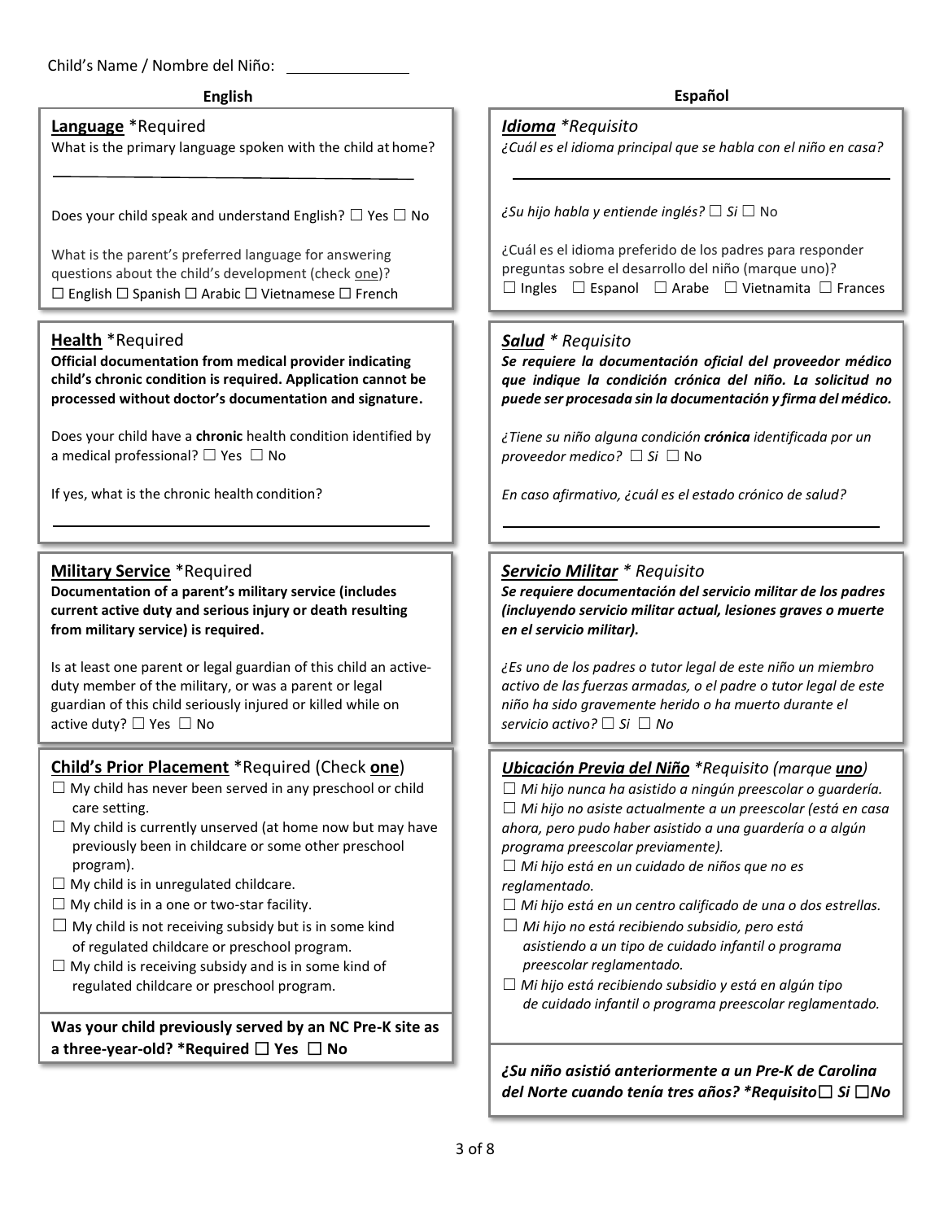Child's Name / Nombre del Niño: ______________

**English**

**Language** *Required

What is the primary language spoken with the child at home?

______________________________________________

Does your child speak and understand English? ☐ Yes ☐ No

What is the parent's preferred language for answering questions about the child's development (check one)?

☐ English ☐ Spanish ☐ Arabic ☐ Vietnamese ☐ French

**Health** *Required

**Official documentation from medical provider indicating child's chronic condition is required. Application cannot be processed without doctor's documentation and signature.**

Does your child have a **chronic** health condition identified by a medical professional? ☐ Yes ☐ No

If yes, what is the chronic health condition?

______________________________________________

**Military Service** *Required

**Documentation of a parent's military service (includes current active duty and serious injury or death resulting from military service) is required.**

Is at least one parent or legal guardian of this child an active-duty member of the military, or was a parent or legal guardian of this child seriously injured or killed while on active duty? ☐ Yes ☐ No

**Child's Prior Placement** *Required (Check **one**)

☐ My child has never been served in any preschool or child care setting.

☐ My child is currently unserved (at home now but may have previously been in childcare or some other preschool program).

☐ My child is in unregulated childcare.

☐ My child is in a one or two-star facility.

☐ My child is not receiving subsidy but is in some kind of regulated childcare or preschool program.

☐ My child is receiving subsidy and is in some kind of regulated childcare or preschool program.

**Was your child previously served by an NC Pre-K site as a three-year-old? *Required ☐ Yes ☐ No**

**Español**

***Idioma*** *\*Requisito*

*¿Cuál es el idioma principal que se habla con el niño en casa?*

______________________________________________

*¿Su hijo habla y entiende inglés?* ☐ *Si* ☐ No

¿Cuál es el idioma preferido de los padres para responder preguntas sobre el desarrollo del niño (marque uno)?

☐ Ingles ☐ Espanol ☐ Arabe ☐ Vietnamita ☐ Frances

***Salud*** *\* Requisito*

***Se requiere la documentación oficial del proveedor médico que indique la condición crónica del niño. La solicitud no puede ser procesada sin la documentación y firma del médico.***

*¿Tiene su niño alguna condición **crónica** identificada por un proveedor medico?* ☐ *Si* ☐ No

*En caso afirmativo, ¿cuál es el estado crónico de salud?*

______________________________________________

***Servicio Militar*** *\* Requisito*

***Se requiere documentación del servicio militar de los padres (incluyendo servicio militar actual, lesiones graves o muerte en el servicio militar).***

*¿Es uno de los padres o tutor legal de este niño un miembro activo de las fuerzas armadas, o el padre o tutor legal de este niño ha sido gravemente herido o ha muerto durante el servicio activo?* ☐ *Si* ☐ *No*

***Ubicación Previa del Niño*** *\*Requisito (marque **uno**)*

☐ *Mi hijo nunca ha asistido a ningún preescolar o guardería.*

☐ *Mi hijo no asiste actualmente a un preescolar (está en casa ahora, pero pudo haber asistido a una guardería o a algún programa preescolar previamente).*

☐ *Mi hijo está en un cuidado de niños que no es reglamentado.*

☐ *Mi hijo está en un centro calificado de una o dos estrellas.*

☐ *Mi hijo no está recibiendo subsidio, pero está asistiendo a un tipo de cuidado infantil o programa preescolar reglamentado.*

☐ *Mi hijo está recibiendo subsidio y está en algún tipo de cuidado infantil o programa preescolar reglamentado.*

***¿Su niño asistió anteriormente a un Pre-K de Carolina del Norte cuando tenía tres años? \*Requisito☐ Si ☐No***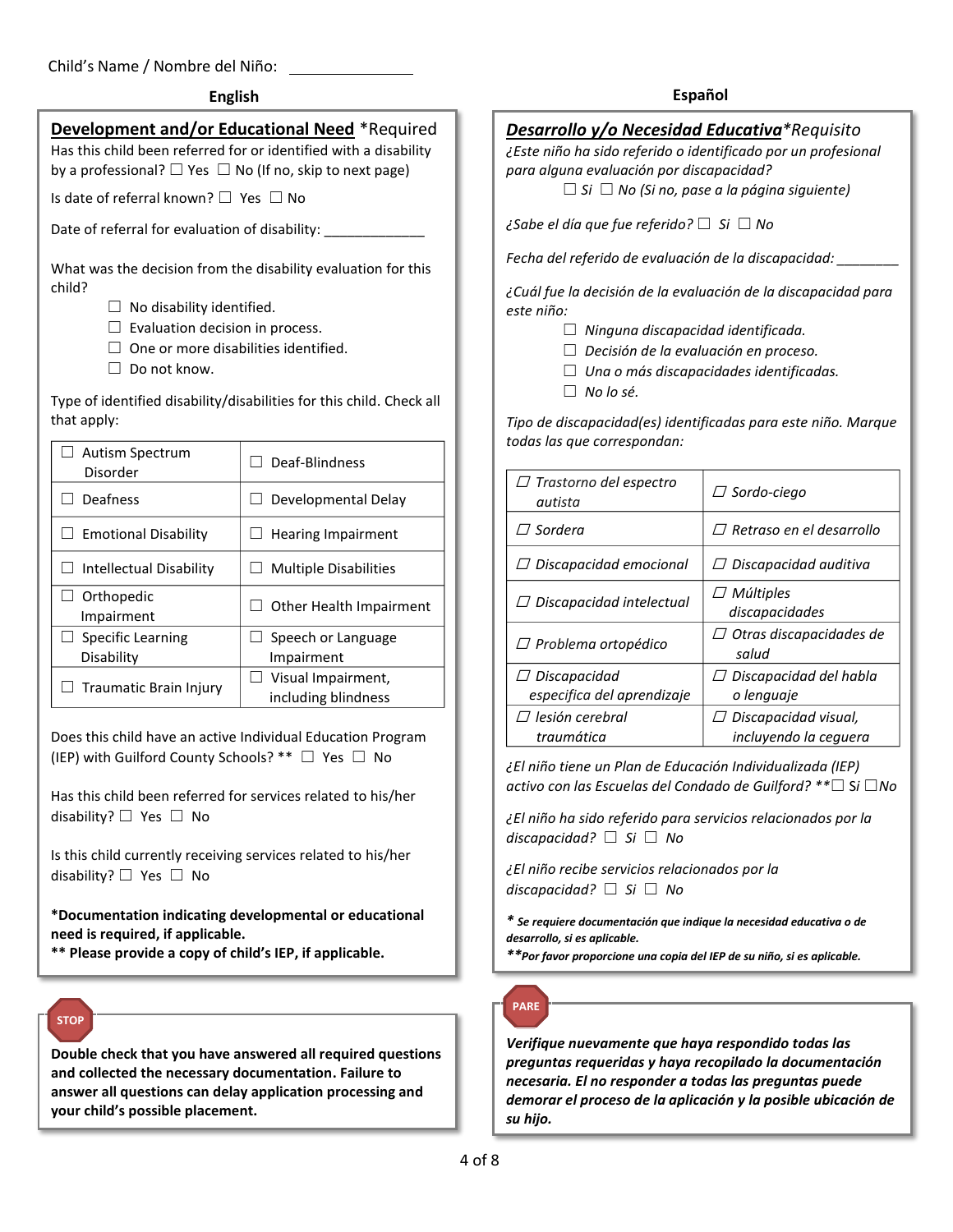Child's Name / Nombre del Niño: _______________

## English

**Development and/or Educational Need** *Required

Has this child been referred for or identified with a disability by a professional? ☐ Yes ☐ No (If no, skip to next page)

Is date of referral known? ☐ Yes ☐ No

Date of referral for evaluation of disability: _____________

What was the decision from the disability evaluation for this child?

- ☐ No disability identified.
- ☐ Evaluation decision in process.
- ☐ One or more disabilities identified.
- ☐ Do not know.

Type of identified disability/disabilities for this child. Check all that apply:

| | |
|---|---|
| ☐ Autism Spectrum Disorder | ☐ Deaf-Blindness |
| ☐ Deafness | ☐ Developmental Delay |
| ☐ Emotional Disability | ☐ Hearing Impairment |
| ☐ Intellectual Disability | ☐ Multiple Disabilities |
| ☐ Orthopedic Impairment | ☐ Other Health Impairment |
| ☐ Specific Learning Disability | ☐ Speech or Language Impairment |
| ☐ Traumatic Brain Injury | ☐ Visual Impairment, including blindness |

Does this child have an active Individual Education Program (IEP) with Guilford County Schools? ** ☐ Yes ☐ No

Has this child been referred for services related to his/her disability? ☐ Yes ☐ No

Is this child currently receiving services related to his/her disability? ☐ Yes ☐ No

**\*Documentation indicating developmental or educational need is required, if applicable.**
**\*\* Please provide a copy of child's IEP, if applicable.**

**STOP**

**Double check that you have answered all required questions and collected the necessary documentation. Failure to answer all questions can delay application processing and your child's possible placement.**

## Español

***Desarrollo y/o Necesidad Educativa****Requisito*

*¿Este niño ha sido referido o identificado por un profesional para alguna evaluación por discapacidad?*
☐ *Si* ☐ *No (Si no, pase a la página siguiente)*

*¿Sabe el día que fue referido?* ☐ *Si* ☐ *No*

*Fecha del referido de evaluación de la discapacidad:* ________

*¿Cuál fue la decisión de la evaluación de la discapacidad para este niño:*

- ☐ *Ninguna discapacidad identificada.*
- ☐ *Decisión de la evaluación en proceso.*
- ☐ *Una o más discapacidades identificadas.*
- ☐ *No lo sé.*

*Tipo de discapacidad(es) identificadas para este niño. Marque todas las que correspondan:*

| | |
|---|---|
| ☐ *Trastorno del espectro autista* | ☐ *Sordo-ciego* |
| ☐ *Sordera* | ☐ *Retraso en el desarrollo* |
| ☐ *Discapacidad emocional* | ☐ *Discapacidad auditiva* |
| ☐ *Discapacidad intelectual* | ☐ *Múltiples discapacidades* |
| ☐ *Problema ortopédico* | ☐ *Otras discapacidades de salud* |
| ☐ *Discapacidad especifica del aprendizaje* | ☐ *Discapacidad del habla o lenguaje* |
| ☐ *lesión cerebral traumática* | ☐ *Discapacidad visual, incluyendo la ceguera* |

*¿El niño tiene un Plan de Educación Individualizada (IEP) activo con las Escuelas del Condado de Guilford? \*\**☐ *Si* ☐*No*

*¿El niño ha sido referido para servicios relacionados por la discapacidad?* ☐ *Si* ☐ *No*

*¿El niño recibe servicios relacionados por la discapacidad?* ☐ *Si* ☐ *No*

***\* Se requiere documentación que indique la necesidad educativa o de desarrollo, si es aplicable.***
***\*\*Por favor proporcione una copia del IEP de su niño, si es aplicable.***

**PARE**

***Verifique nuevamente que haya respondido todas las preguntas requeridas y haya recopilado la documentación necesaria. El no responder a todas las preguntas puede demorar el proceso de la aplicación y la posible ubicación de su hijo.***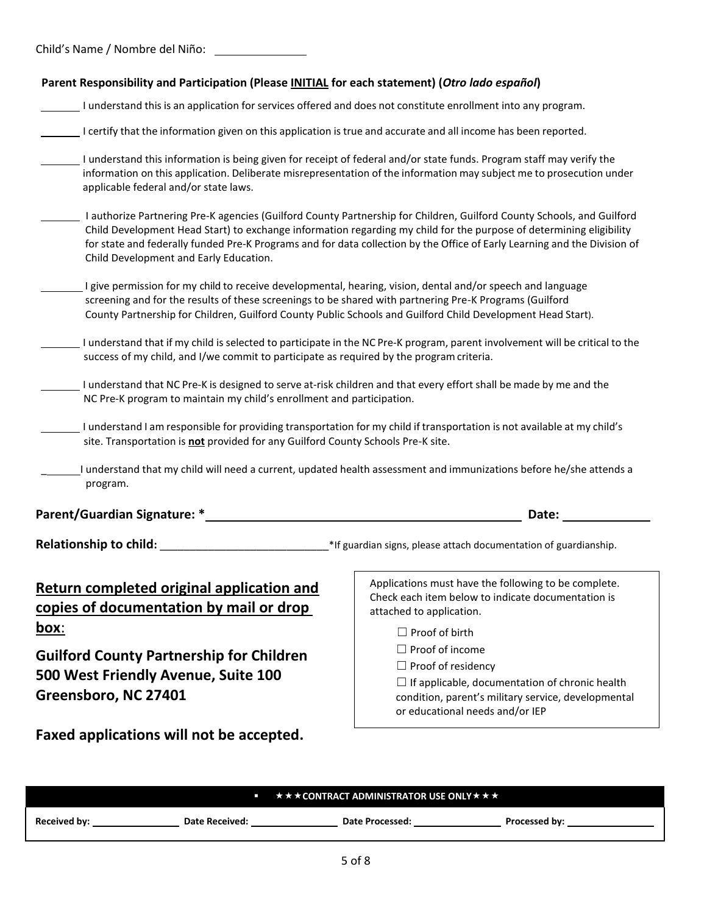Child's Name / Nombre del Niño: ______________

**Parent Responsibility and Participation (Please INITIAL for each statement) (*Otro lado español*)**

_______ I understand this is an application for services offered and does not constitute enrollment into any program.

_______ I certify that the information given on this application is true and accurate and all income has been reported.

_______ I understand this information is being given for receipt of federal and/or state funds. Program staff may verify the information on this application. Deliberate misrepresentation of the information may subject me to prosecution under applicable federal and/or state laws.

_______ I authorize Partnering Pre-K agencies (Guilford County Partnership for Children, Guilford County Schools, and Guilford Child Development Head Start) to exchange information regarding my child for the purpose of determining eligibility for state and federally funded Pre-K Programs and for data collection by the Office of Early Learning and the Division of Child Development and Early Education.

_______ I give permission for my child to receive developmental, hearing, vision, dental and/or speech and language screening and for the results of these screenings to be shared with partnering Pre-K Programs (Guilford County Partnership for Children, Guilford County Public Schools and Guilford Child Development Head Start).

_______ I understand that if my child is selected to participate in the NC Pre-K program, parent involvement will be critical to the success of my child, and I/we commit to participate as required by the program criteria.

_______ I understand that NC Pre-K is designed to serve at-risk children and that every effort shall be made by me and the NC Pre-K program to maintain my child's enrollment and participation.

_______ I understand I am responsible for providing transportation for my child if transportation is not available at my child's site. Transportation is **not** provided for any Guilford County Schools Pre-K site.

_______ I understand that my child will need a current, updated health assessment and immunizations before he/she attends a program.

**Parent/Guardian Signature: *** ________________________________________ **Date:** ____________

**Relationship to child:** ___________________________ *If guardian signs, please attach documentation of guardianship.

## Return completed original application and copies of documentation by mail or drop box:

**Guilford County Partnership for Children**
**500 West Friendly Avenue, Suite 100**
**Greensboro, NC 27401**

**Faxed applications will not be accepted.**

Applications must have the following to be complete. Check each item below to indicate documentation is attached to application.

- ☐ Proof of birth
- ☐ Proof of income
- ☐ Proof of residency
- ☐ If applicable, documentation of chronic health condition, parent's military service, developmental or educational needs and/or IEP

**★★★CONTRACT ADMINISTRATOR USE ONLY★★★**

**Received by:** ____________ **Date Received:** ____________ **Date Processed:** ____________ **Processed by:** ____________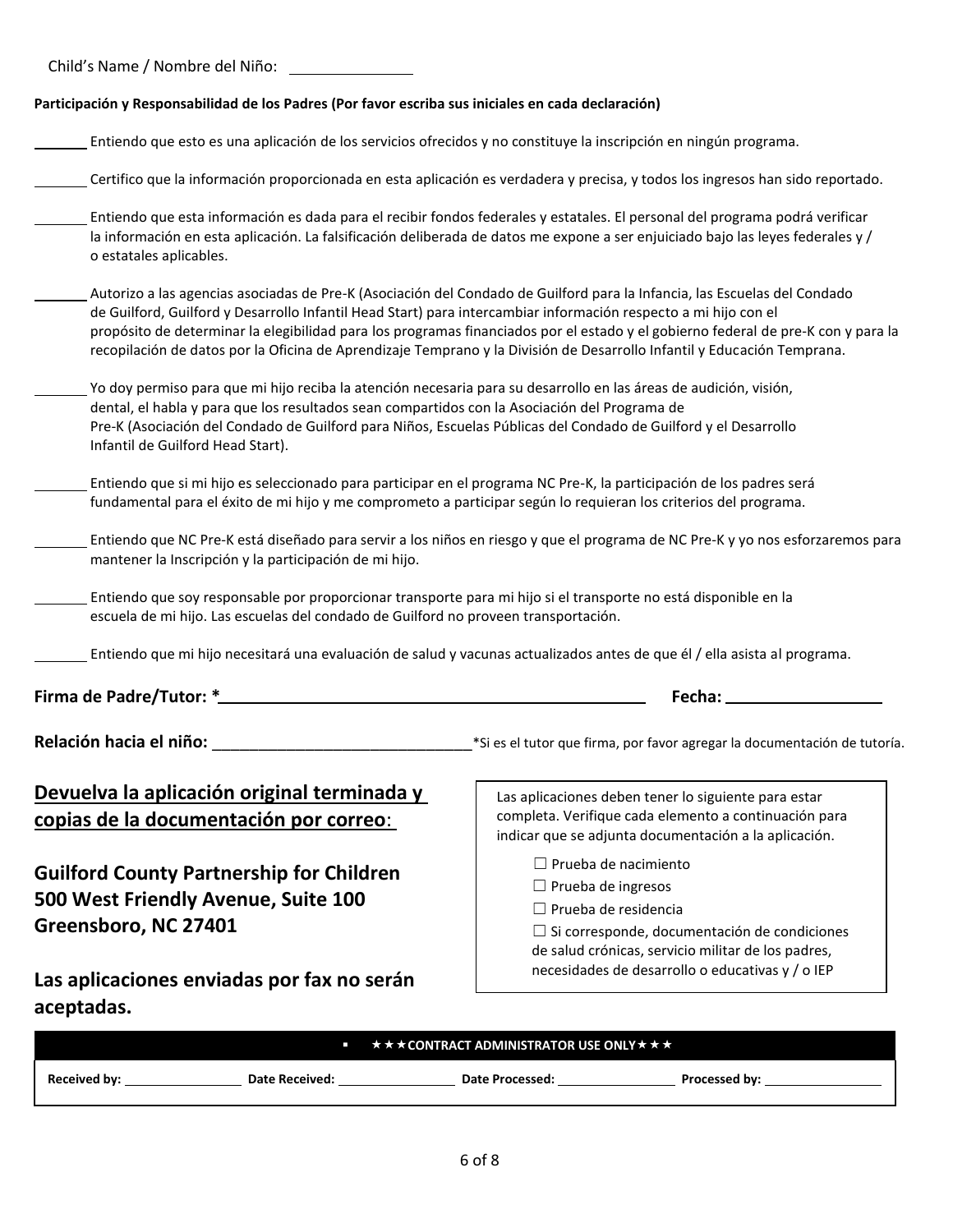Child's Name / Nombre del Niño: \_\_\_\_\_\_\_\_\_\_\_\_\_\_\_

**Participación y Responsabilidad de los Padres (Por favor escriba sus iniciales en cada declaración)**

\_\_\_\_\_\_\_ Entiendo que esto es una aplicación de los servicios ofrecidos y no constituye la inscripción en ningún programa.

\_\_\_\_\_\_\_ Certifico que la información proporcionada en esta aplicación es verdadera y precisa, y todos los ingresos han sido reportado.

\_\_\_\_\_\_\_ Entiendo que esta información es dada para el recibir fondos federales y estatales. El personal del programa podrá verificar la información en esta aplicación. La falsificación deliberada de datos me expone a ser enjuiciado bajo las leyes federales y / o estatales aplicables.

\_\_\_\_\_\_\_ Autorizo a las agencias asociadas de Pre-K (Asociación del Condado de Guilford para la Infancia, las Escuelas del Condado de Guilford, Guilford y Desarrollo Infantil Head Start) para intercambiar información respecto a mi hijo con el propósito de determinar la elegibilidad para los programas financiados por el estado y el gobierno federal de pre-K con y para la recopilación de datos por la Oficina de Aprendizaje Temprano y la División de Desarrollo Infantil y Educación Temprana.

\_\_\_\_\_\_\_ Yo doy permiso para que mi hijo reciba la atención necesaria para su desarrollo en las áreas de audición, visión, dental, el habla y para que los resultados sean compartidos con la Asociación del Programa de Pre-K (Asociación del Condado de Guilford para Niños, Escuelas Públicas del Condado de Guilford y el Desarrollo Infantil de Guilford Head Start).

\_\_\_\_\_\_\_ Entiendo que si mi hijo es seleccionado para participar en el programa NC Pre-K, la participación de los padres será fundamental para el éxito de mi hijo y me comprometo a participar según lo requieran los criterios del programa.

\_\_\_\_\_\_\_ Entiendo que NC Pre-K está diseñado para servir a los niños en riesgo y que el programa de NC Pre-K y yo nos esforzaremos para mantener la Inscripción y la participación de mi hijo.

\_\_\_\_\_\_\_ Entiendo que soy responsable por proporcionar transporte para mi hijo si el transporte no está disponible en la escuela de mi hijo. Las escuelas del condado de Guilford no proveen transportación.

\_\_\_\_\_\_\_ Entiendo que mi hijo necesitará una evaluación de salud y vacunas actualizados antes de que él / ella asista al programa.

**Firma de Padre/Tutor: \*** \_\_\_\_\_\_\_\_\_\_\_\_\_\_\_\_\_\_\_\_\_\_\_\_\_\_\_\_\_\_\_\_\_\_\_\_\_\_\_\_\_\_\_\_\_\_\_\_ **Fecha:** \_\_\_\_\_\_\_\_\_\_\_\_\_\_\_\_\_\_

**Relación hacia el niño:** \_\_\_\_\_\_\_\_\_\_\_\_\_\_\_\_\_\_\_\_\_\_\_\_\_\_\_\_\_\_\_ \*Si es el tutor que firma, por favor agregar la documentación de tutoría.

## <u>Devuelva la aplicación original terminada y copias de la documentación por correo</u>:

**Guilford County Partnership for Children**
**500 West Friendly Avenue, Suite 100**
**Greensboro, NC 27401**

**Las aplicaciones enviadas por fax no serán aceptadas.**

Las aplicaciones deben tener lo siguiente para estar completa. Verifique cada elemento a continuación para indicar que se adjunta documentación a la aplicación.

- ☐ Prueba de nacimiento
- ☐ Prueba de ingresos
- ☐ Prueba de residencia
- ☐ Si corresponde, documentación de condiciones de salud crónicas, servicio militar de los padres, necesidades de desarrollo o educativas y / o IEP

| ★★★CONTRACT ADMINISTRATOR USE ONLY★★★ | | | |
|---|---|---|---|
| **Received by:** \_\_\_\_\_\_\_\_\_\_ | **Date Received:** \_\_\_\_\_\_\_\_\_\_ | **Date Processed:** \_\_\_\_\_\_\_\_\_\_ | **Processed by:** \_\_\_\_\_\_\_\_\_\_ |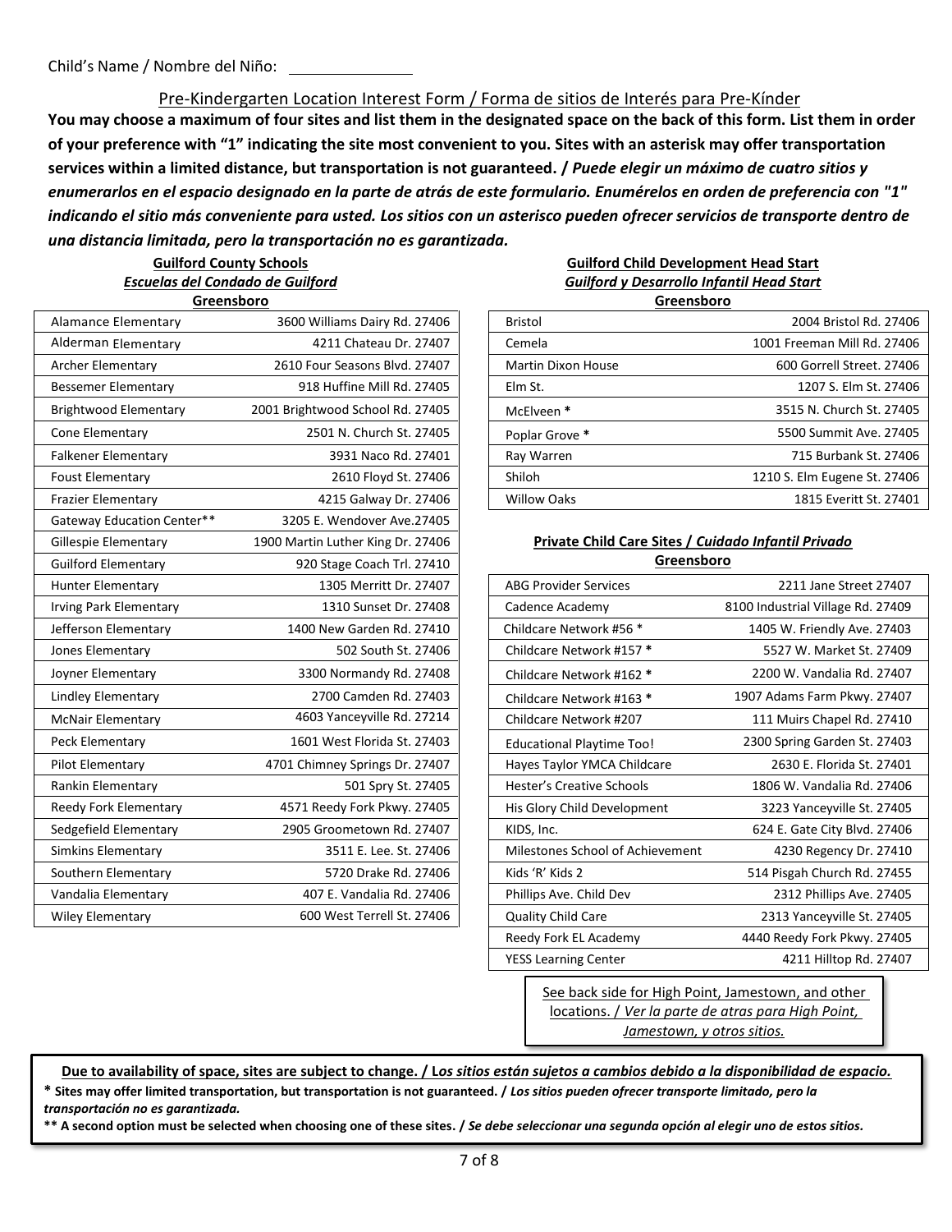Child's Name / Nombre del Niño: ______________

Pre-Kindergarten Location Interest Form / Forma de sitios de Interés para Pre-Kínder

**You may choose a maximum of four sites and list them in the designated space on the back of this form. List them in order of your preference with "1" indicating the site most convenient to you. Sites with an asterisk may offer transportation services within a limited distance, but transportation is not guaranteed. /** ***Puede elegir un máximo de cuatro sitios y enumerarlos en el espacio designado en la parte de atrás de este formulario. Enumérelos en orden de preferencia con "1" indicando el sitio más conveniente para usted. Los sitios con un asterisco pueden ofrecer servicios de transporte dentro de una distancia limitada, pero la transportación no es garantizada.***

**Guilford County Schools**
***Escuelas del Condado de Guilford***
**Greensboro**

| | |
|---|---|
| Alamance Elementary | 3600 Williams Dairy Rd. 27406 |
| Alderman Elementary | 4211 Chateau Dr. 27407 |
| Archer Elementary | 2610 Four Seasons Blvd. 27407 |
| Bessemer Elementary | 918 Huffine Mill Rd. 27405 |
| Brightwood Elementary | 2001 Brightwood School Rd. 27405 |
| Cone Elementary | 2501 N. Church St. 27405 |
| Falkener Elementary | 3931 Naco Rd. 27401 |
| Foust Elementary | 2610 Floyd St. 27406 |
| Frazier Elementary | 4215 Galway Dr. 27406 |
| Gateway Education Center** | 3205 E. Wendover Ave.27405 |
| Gillespie Elementary | 1900 Martin Luther King Dr. 27406 |
| Guilford Elementary | 920 Stage Coach Trl. 27410 |
| Hunter Elementary | 1305 Merritt Dr. 27407 |
| Irving Park Elementary | 1310 Sunset Dr. 27408 |
| Jefferson Elementary | 1400 New Garden Rd. 27410 |
| Jones Elementary | 502 South St. 27406 |
| Joyner Elementary | 3300 Normandy Rd. 27408 |
| Lindley Elementary | 2700 Camden Rd. 27403 |
| McNair Elementary | 4603 Yanceyville Rd. 27214 |
| Peck Elementary | 1601 West Florida St. 27403 |
| Pilot Elementary | 4701 Chimney Springs Dr. 27407 |
| Rankin Elementary | 501 Spry St. 27405 |
| Reedy Fork Elementary | 4571 Reedy Fork Pkwy. 27405 |
| Sedgefield Elementary | 2905 Groometown Rd. 27407 |
| Simkins Elementary | 3511 E. Lee. St. 27406 |
| Southern Elementary | 5720 Drake Rd. 27406 |
| Vandalia Elementary | 407 E. Vandalia Rd. 27406 |
| Wiley Elementary | 600 West Terrell St. 27406 |

**Guilford Child Development Head Start**
***Guilford y Desarrollo Infantil Head Start***
**Greensboro**

| | |
|---|---|
| Bristol | 2004 Bristol Rd. 27406 |
| Cemela | 1001 Freeman Mill Rd. 27406 |
| Martin Dixon House | 600 Gorrell Street. 27406 |
| Elm St. | 1207 S. Elm St. 27406 |
| McElveen * | 3515 N. Church St. 27405 |
| Poplar Grove * | 5500 Summit Ave. 27405 |
| Ray Warren | 715 Burbank St. 27406 |
| Shiloh | 1210 S. Elm Eugene St. 27406 |
| Willow Oaks | 1815 Everitt St. 27401 |

**Private Child Care Sites /** ***Cuidado Infantil Privado***
**Greensboro**

| | |
|---|---|
| ABG Provider Services | 2211 Jane Street 27407 |
| Cadence Academy | 8100 Industrial Village Rd. 27409 |
| Childcare Network #56 * | 1405 W. Friendly Ave. 27403 |
| Childcare Network #157 * | 5527 W. Market St. 27409 |
| Childcare Network #162 * | 2200 W. Vandalia Rd. 27407 |
| Childcare Network #163 * | 1907 Adams Farm Pkwy. 27407 |
| Childcare Network #207 | 111 Muirs Chapel Rd. 27410 |
| Educational Playtime Too! | 2300 Spring Garden St. 27403 |
| Hayes Taylor YMCA Childcare | 2630 E. Florida St. 27401 |
| Hester's Creative Schools | 1806 W. Vandalia Rd. 27406 |
| His Glory Child Development | 3223 Yanceyville St. 27405 |
| KIDS, Inc. | 624 E. Gate City Blvd. 27406 |
| Milestones School of Achievement | 4230 Regency Dr. 27410 |
| Kids 'R' Kids 2 | 514 Pisgah Church Rd. 27455 |
| Phillips Ave. Child Dev | 2312 Phillips Ave. 27405 |
| Quality Child Care | 2313 Yanceyville St. 27405 |
| Reedy Fork EL Academy | 4440 Reedy Fork Pkwy. 27405 |
| YESS Learning Center | 4211 Hilltop Rd. 27407 |

See back side for High Point, Jamestown, and other locations. / *Ver la parte de atras para High Point, Jamestown, y otros sitios.*

**Due to availability of space, sites are subject to change. /** ***Los sitios están sujetos a cambios debido a la disponibilidad de espacio.***

**\* Sites may offer limited transportation, but transportation is not guaranteed. /** ***Los sitios pueden ofrecer transporte limitado, pero la transportación no es garantizada.***

**\*\* A second option must be selected when choosing one of these sites. /** ***Se debe seleccionar una segunda opción al elegir uno de estos sitios.***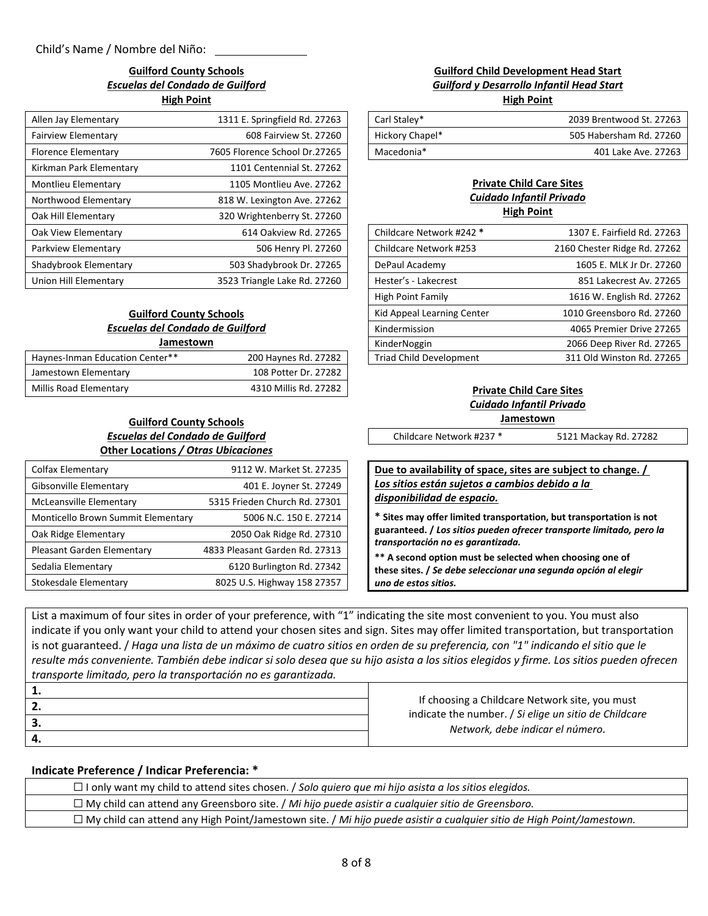Child's Name / Nombre del Niño: \_\_\_\_\_\_\_\_\_\_\_\_\_\_\_

**Guilford County Schools**
***Escuelas del Condado de Guilford***
**High Point**

| | |
|---|---|
| Allen Jay Elementary | 1311 E. Springfield Rd. 27263 |
| Fairview Elementary | 608 Fairview St. 27260 |
| Florence Elementary | 7605 Florence School Dr.27265 |
| Kirkman Park Elementary | 1101 Centennial St. 27262 |
| Montlieu Elementary | 1105 Montlieu Ave. 27262 |
| Northwood Elementary | 818 W. Lexington Ave. 27262 |
| Oak Hill Elementary | 320 Wrightenberry St. 27260 |
| Oak View Elementary | 614 Oakview Rd. 27265 |
| Parkview Elementary | 506 Henry Pl. 27260 |
| Shadybrook Elementary | 503 Shadybrook Dr. 27265 |
| Union Hill Elementary | 3523 Triangle Lake Rd. 27260 |

**Guilford County Schools**
***Escuelas del Condado de Guilford***
**Jamestown**

| | |
|---|---|
| Haynes-Inman Education Center** | 200 Haynes Rd. 27282 |
| Jamestown Elementary | 108 Potter Dr. 27282 |
| Millis Road Elementary | 4310 Millis Rd. 27282 |

**Guilford County Schools**
***Escuelas del Condado de Guilford***
**Other Locations / *Otras Ubicaciones***

| | |
|---|---|
| Colfax Elementary | 9112 W. Market St. 27235 |
| Gibsonville Elementary | 401 E. Joyner St. 27249 |
| McLeansville Elementary | 5315 Frieden Church Rd. 27301 |
| Monticello Brown Summit Elementary | 5006 N.C. 150 E. 27214 |
| Oak Ridge Elementary | 2050 Oak Ridge Rd. 27310 |
| Pleasant Garden Elementary | 4833 Pleasant Garden Rd. 27313 |
| Sedalia Elementary | 6120 Burlington Rd. 27342 |
| Stokesdale Elementary | 8025 U.S. Highway 158 27357 |

**Guilford Child Development Head Start**
***Guilford y Desarrollo Infantil Head Start***
**High Point**

| | |
|---|---|
| Carl Staley* | 2039 Brentwood St. 27263 |
| Hickory Chapel* | 505 Habersham Rd. 27260 |
| Macedonia* | 401 Lake Ave. 27263 |

**Private Child Care Sites**
***Cuidado Infantil Privado***
**High Point**

| | |
|---|---|
| Childcare Network #242 * | 1307 E. Fairfield Rd. 27263 |
| Childcare Network #253 | 2160 Chester Ridge Rd. 27262 |
| DePaul Academy | 1605 E. MLK Jr Dr. 27260 |
| Hester's - Lakecrest | 851 Lakecrest Av. 27265 |
| High Point Family | 1616 W. English Rd. 27262 |
| Kid Appeal Learning Center | 1010 Greensboro Rd. 27260 |
| Kindermission | 4065 Premier Drive 27265 |
| KinderNoggin | 2066 Deep River Rd. 27265 |
| Triad Child Development | 311 Old Winston Rd. 27265 |

**Private Child Care Sites**
***Cuidado Infantil Privado***
**Jamestown**

| | |
|---|---|
| Childcare Network #237 * | 5121 Mackay Rd. 27282 |

**Due to availability of space, sites are subject to change. / *Los sitios están sujetos a cambios debido a la disponibilidad de espacio.***

**\* Sites may offer limited transportation, but transportation is not guaranteed. / *Los sitios pueden ofrecer transporte limitado, pero la transportación no es garantizada.***

**\*\* A second option must be selected when choosing one of these sites. / *Se debe seleccionar una segunda opción al elegir uno de estos sitios.***

List a maximum of four sites in order of your preference, with "1" indicating the site most convenient to you. You must also indicate if you only want your child to attend your chosen sites and sign. Sites may offer limited transportation, but transportation is not guaranteed. / *Haga una lista de un máximo de cuatro sitios en orden de su preferencia, con "1" indicando el sitio que le resulte más conveniente. También debe indicar si solo desea que su hijo asista a los sitios elegidos y firme. Los sitios pueden ofrecen transporte limitado, pero la transportación no es garantizada.*

| | |
|---|---|
| **1.** | If choosing a Childcare Network site, you must indicate the number. / *Si elige un sitio de Childcare Network, debe indicar el número.* |
| **2.** | |
| **3.** | |
| **4.** | |

**Indicate Preference / Indicar Preferencia: \***

☐ I only want my child to attend sites chosen. / *Solo quiero que mi hijo asista a los sitios elegidos.*

☐ My child can attend any Greensboro site. / *Mi hijo puede asistir a cualquier sitio de Greensboro.*

☐ My child can attend any High Point/Jamestown site. / *Mi hijo puede asistir a cualquier sitio de High Point/Jamestown.*